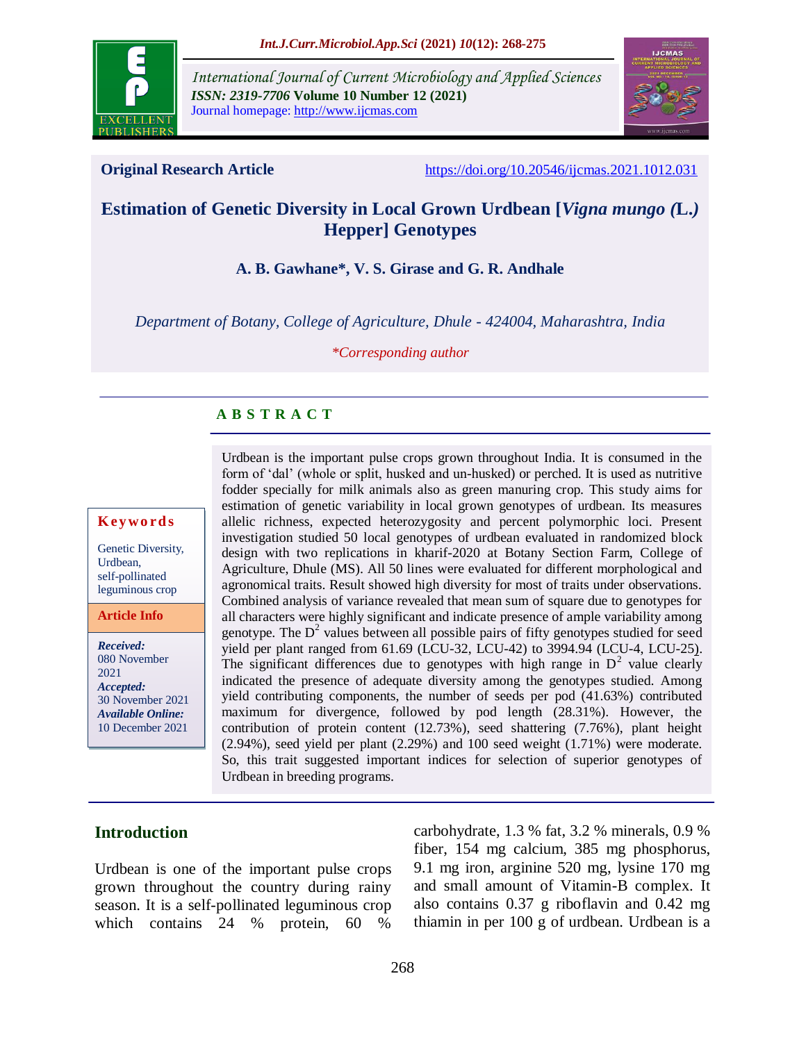International Journal of Current Microbiology and Applied Sciences
*ISSN: 2319-7706* **Volume 10 Number 12 (2021)**
Journal homepage: http://www.ijcmas.com

**Original Research Article** https://doi.org/10.20546/ijcmas.2021.1012.031

# Estimation of Genetic Diversity in Local Grown Urdbean [*Vigna mungo (*L.*)* Hepper] Genotypes

**A. B. Gawhane\*, V. S. Girase and G. R. Andhale**

*Department of Botany, College of Agriculture, Dhule - 424004, Maharashtra, India*

*\*Corresponding author*

## A B S T R A C T

**Keywords**

Genetic Diversity, Urdbean, self-pollinated leguminous crop

**Article Info**

***Received:*** 080 November 2021
***Accepted:*** 30 November 2021
***Available Online:*** 10 December 2021

Urdbean is the important pulse crops grown throughout India. It is consumed in the form of 'dal' (whole or split, husked and un-husked) or perched. It is used as nutritive fodder specially for milk animals also as green manuring crop. This study aims for estimation of genetic variability in local grown genotypes of urdbean. Its measures allelic richness, expected heterozygosity and percent polymorphic loci. Present investigation studied 50 local genotypes of urdbean evaluated in randomized block design with two replications in kharif-2020 at Botany Section Farm, College of Agriculture, Dhule (MS). All 50 lines were evaluated for different morphological and agronomical traits. Result showed high diversity for most of traits under observations. Combined analysis of variance revealed that mean sum of square due to genotypes for all characters were highly significant and indicate presence of ample variability among genotype. The $D^2$ values between all possible pairs of fifty genotypes studied for seed yield per plant ranged from 61.69 (LCU-32, LCU-42) to 3994.94 (LCU-4, LCU-25). The significant differences due to genotypes with high range in $D^2$ value clearly indicated the presence of adequate diversity among the genotypes studied. Among yield contributing components, the number of seeds per pod (41.63%) contributed maximum for divergence, followed by pod length (28.31%). However, the contribution of protein content (12.73%), seed shattering (7.76%), plant height (2.94%), seed yield per plant (2.29%) and 100 seed weight (1.71%) were moderate. So, this trait suggested important indices for selection of superior genotypes of Urdbean in breeding programs.

## Introduction

Urdbean is one of the important pulse crops grown throughout the country during rainy season. It is a self-pollinated leguminous crop which contains 24 % protein, 60 % carbohydrate, 1.3 % fat, 3.2 % minerals, 0.9 % fiber, 154 mg calcium, 385 mg phosphorus, 9.1 mg iron, arginine 520 mg, lysine 170 mg and small amount of Vitamin-B complex. It also contains 0.37 g riboflavin and 0.42 mg thiamin in per 100 g of urdbean. Urdbean is a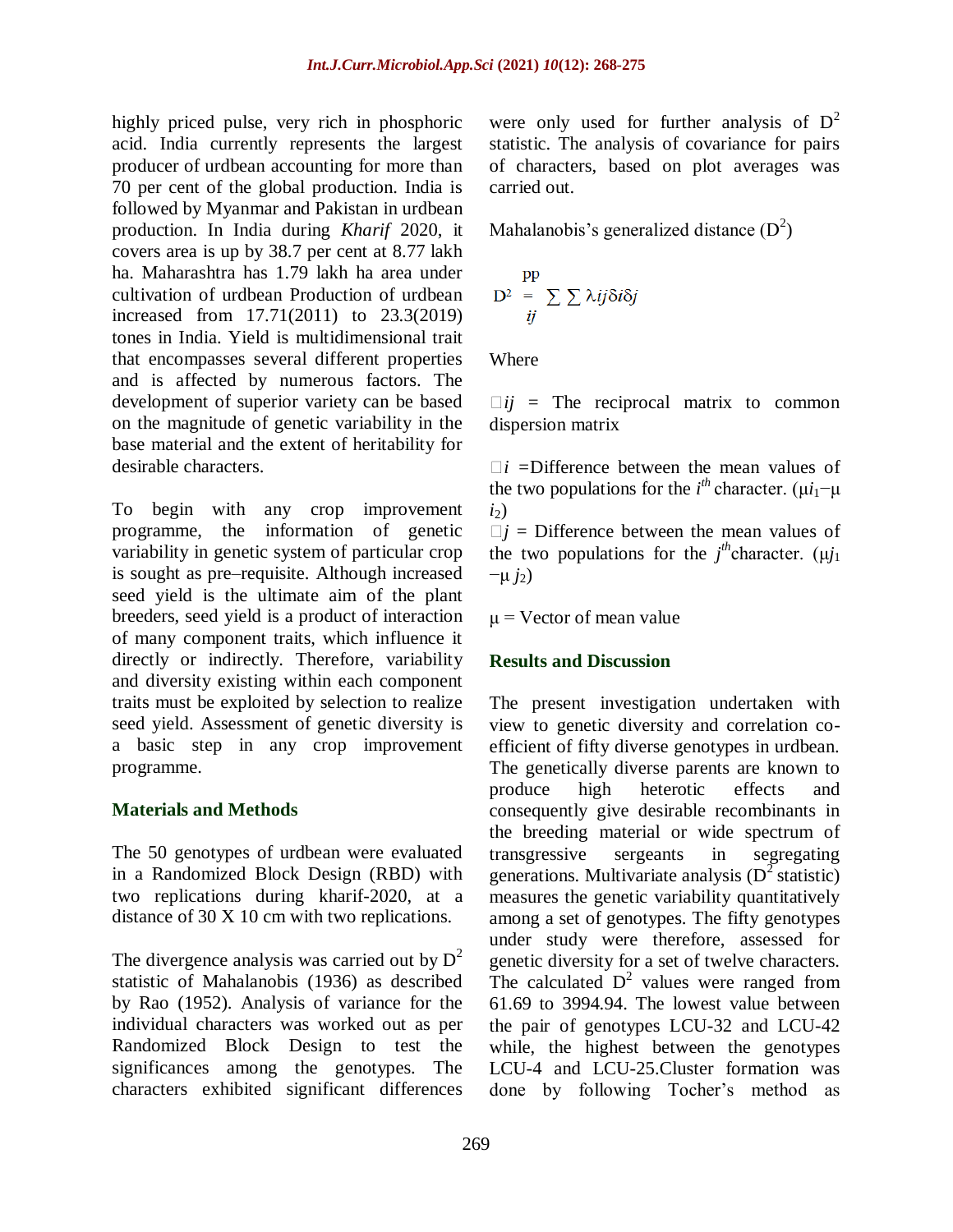highly priced pulse, very rich in phosphoric acid. India currently represents the largest producer of urdbean accounting for more than 70 per cent of the global production. India is followed by Myanmar and Pakistan in urdbean production. In India during *Kharif* 2020, it covers area is up by 38.7 per cent at 8.77 lakh ha. Maharashtra has 1.79 lakh ha area under cultivation of urdbean Production of urdbean increased from 17.71(2011) to 23.3(2019) tones in India. Yield is multidimensional trait that encompasses several different properties and is affected by numerous factors. The development of superior variety can be based on the magnitude of genetic variability in the base material and the extent of heritability for desirable characters.

To begin with any crop improvement programme, the information of genetic variability in genetic system of particular crop is sought as pre–requisite. Although increased seed yield is the ultimate aim of the plant breeders, seed yield is a product of interaction of many component traits, which influence it directly or indirectly. Therefore, variability and diversity existing within each component traits must be exploited by selection to realize seed yield. Assessment of genetic diversity is a basic step in any crop improvement programme.

## Materials and Methods

The 50 genotypes of urdbean were evaluated in a Randomized Block Design (RBD) with two replications during kharif-2020, at a distance of 30 X 10 cm with two replications.

The divergence analysis was carried out by $D^2$ statistic of Mahalanobis (1936) as described by Rao (1952). Analysis of variance for the individual characters was worked out as per Randomized Block Design to test the significances among the genotypes. The characters exhibited significant differences were only used for further analysis of $D^2$ statistic. The analysis of covariance for pairs of characters, based on plot averages was carried out.

Mahalanobis's generalized distance ($D^2$)

$$D^2 = \sum_{ij}^{pp} \sum \lambda ij \delta i \delta j$$

Where

$\lambda ij$ = The reciprocal matrix to common dispersion matrix

$\delta i$ =Difference between the mean values of the two populations for the $i^{th}$ character. ($\mu i_1 - \mu i_2$)

$\delta j$ = Difference between the mean values of the two populations for the $j^{th}$character. ($\mu j_1 - \mu j_2$)

$\mu$ = Vector of mean value

## Results and Discussion

The present investigation undertaken with view to genetic diversity and correlation co-efficient of fifty diverse genotypes in urdbean. The genetically diverse parents are known to produce high heterotic effects and consequently give desirable recombinants in the breeding material or wide spectrum of transgressive sergeants in segregating generations. Multivariate analysis ($D^2$ statistic) measures the genetic variability quantitatively among a set of genotypes. The fifty genotypes under study were therefore, assessed for genetic diversity for a set of twelve characters. The calculated $D^2$ values were ranged from 61.69 to 3994.94. The lowest value between the pair of genotypes LCU-32 and LCU-42 while, the highest between the genotypes LCU-4 and LCU-25.Cluster formation was done by following Tocher's method as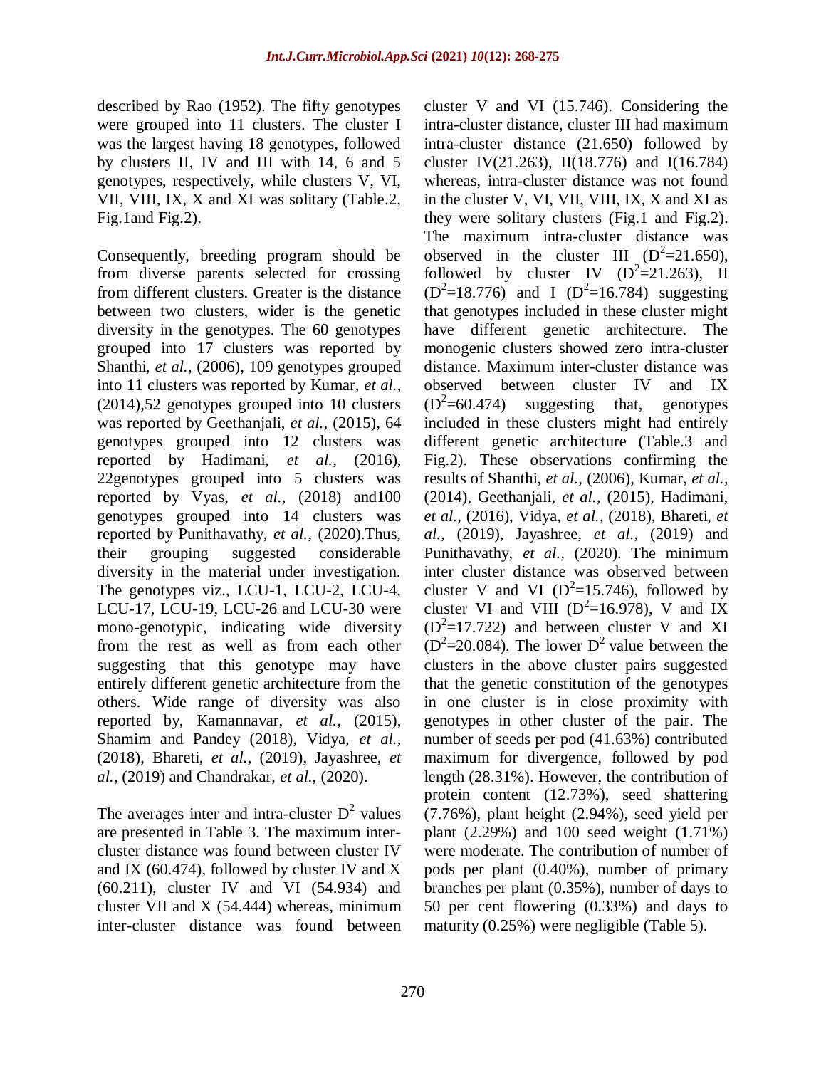described by Rao (1952). The fifty genotypes were grouped into 11 clusters. The cluster I was the largest having 18 genotypes, followed by clusters II, IV and III with 14, 6 and 5 genotypes, respectively, while clusters V, VI, VII, VIII, IX, X and XI was solitary (Table.2, Fig.1and Fig.2).

Consequently, breeding program should be from diverse parents selected for crossing from different clusters. Greater is the distance between two clusters, wider is the genetic diversity in the genotypes. The 60 genotypes grouped into 17 clusters was reported by Shanthi, *et al.,* (2006), 109 genotypes grouped into 11 clusters was reported by Kumar, *et al.,* (2014),52 genotypes grouped into 10 clusters was reported by Geethanjali, *et al.,* (2015), 64 genotypes grouped into 12 clusters was reported by Hadimani, *et al.,* (2016), 22genotypes grouped into 5 clusters was reported by Vyas, *et al.,* (2018) and100 genotypes grouped into 14 clusters was reported by Punithavathy, *et al.,* (2020).Thus, their grouping suggested considerable diversity in the material under investigation. The genotypes viz., LCU-1, LCU-2, LCU-4, LCU-17, LCU-19, LCU-26 and LCU-30 were mono-genotypic, indicating wide diversity from the rest as well as from each other suggesting that this genotype may have entirely different genetic architecture from the others. Wide range of diversity was also reported by, Kamannavar, *et al.,* (2015), Shamim and Pandey (2018), Vidya, *et al.,* (2018), Bhareti, *et al.,* (2019), Jayashree, *et al.,* (2019) and Chandrakar, *et al.,* (2020).

The averages inter and intra-cluster $D^2$ values are presented in Table 3. The maximum inter-cluster distance was found between cluster IV and IX (60.474), followed by cluster IV and X (60.211), cluster IV and VI (54.934) and cluster VII and X (54.444) whereas, minimum inter-cluster distance was found between cluster V and VI (15.746). Considering the intra-cluster distance, cluster III had maximum intra-cluster distance (21.650) followed by cluster IV(21.263), II(18.776) and I(16.784) whereas, intra-cluster distance was not found in the cluster V, VI, VII, VIII, IX, X and XI as they were solitary clusters (Fig.1 and Fig.2). The maximum intra-cluster distance was observed in the cluster III ($D^2$=21.650), followed by cluster IV ($D^2$=21.263), II ($D^2$=18.776) and I ($D^2$=16.784) suggesting that genotypes included in these cluster might have different genetic architecture. The monogenic clusters showed zero intra-cluster distance. Maximum inter-cluster distance was observed between cluster IV and IX ($D^2$=60.474) suggesting that, genotypes included in these clusters might had entirely different genetic architecture (Table.3 and Fig.2). These observations confirming the results of Shanthi, *et al.,* (2006), Kumar, *et al.,* (2014), Geethanjali, *et al.,* (2015), Hadimani, *et al.,* (2016), Vidya, *et al.,* (2018), Bhareti, *et al.,* (2019), Jayashree, *et al.,* (2019) and Punithavathy, *et al.,* (2020). The minimum inter cluster distance was observed between cluster V and VI ($D^2$=15.746), followed by cluster VI and VIII ($D^2$=16.978), V and IX ($D^2$=17.722) and between cluster V and XI ($D^2$=20.084). The lower $D^2$ value between the clusters in the above cluster pairs suggested that the genetic constitution of the genotypes in one cluster is in close proximity with genotypes in other cluster of the pair. The number of seeds per pod (41.63%) contributed maximum for divergence, followed by pod length (28.31%). However, the contribution of protein content (12.73%), seed shattering (7.76%), plant height (2.94%), seed yield per plant (2.29%) and 100 seed weight (1.71%) were moderate. The contribution of number of pods per plant (0.40%), number of primary branches per plant (0.35%), number of days to 50 per cent flowering (0.33%) and days to maturity (0.25%) were negligible (Table 5).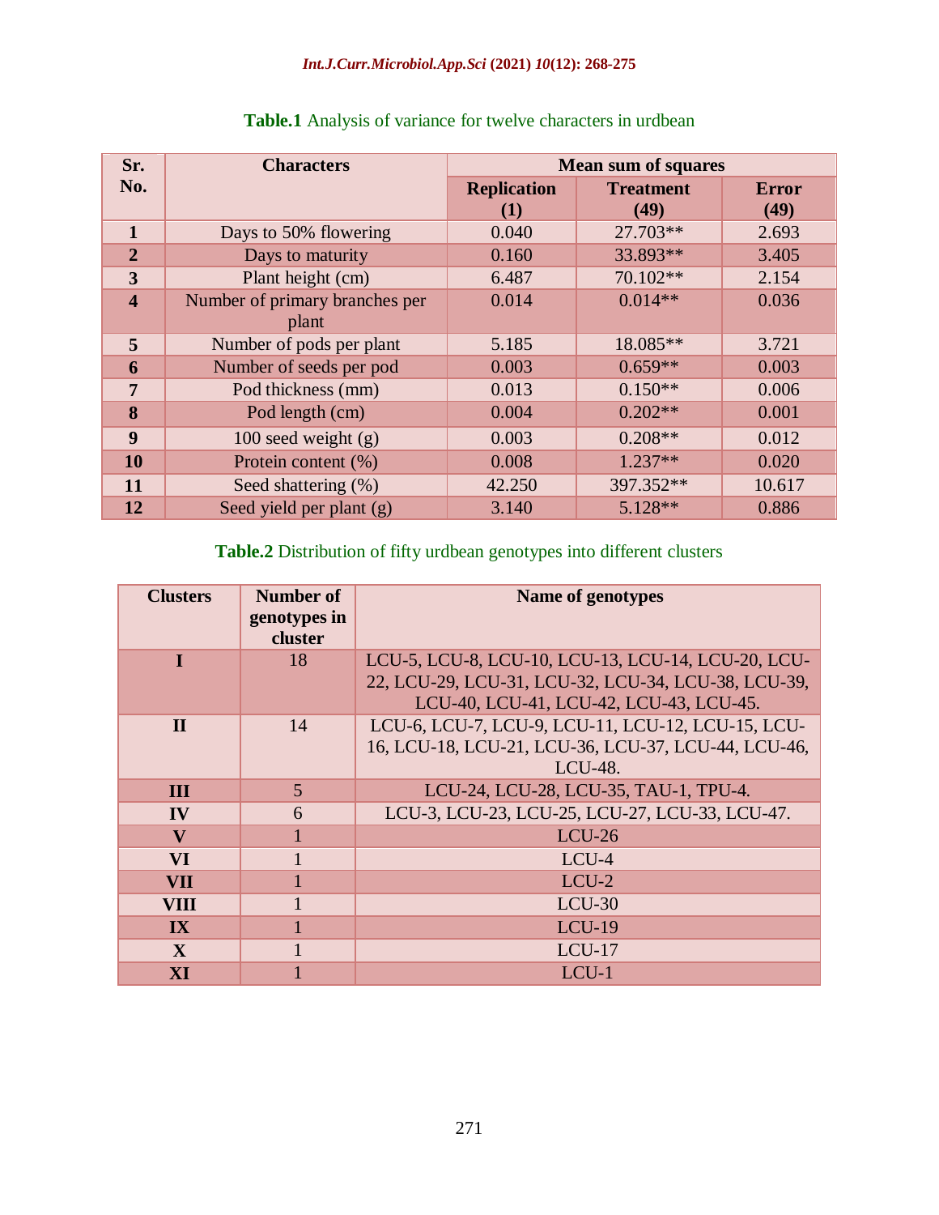**Table.1** Analysis of variance for twelve characters in urdbean

| Sr. No. | Characters | Mean sum of squares | | |
|---|---|---|---|---|
| | | Replication (1) | Treatment (49) | Error (49) |
| 1 | Days to 50% flowering | 0.040 | 27.703** | 2.693 |
| 2 | Days to maturity | 0.160 | 33.893** | 3.405 |
| 3 | Plant height (cm) | 6.487 | 70.102** | 2.154 |
| 4 | Number of primary branches per plant | 0.014 | 0.014** | 0.036 |
| 5 | Number of pods per plant | 5.185 | 18.085** | 3.721 |
| 6 | Number of seeds per pod | 0.003 | 0.659** | 0.003 |
| 7 | Pod thickness (mm) | 0.013 | 0.150** | 0.006 |
| 8 | Pod length (cm) | 0.004 | 0.202** | 0.001 |
| 9 | 100 seed weight (g) | 0.003 | 0.208** | 0.012 |
| 10 | Protein content (%) | 0.008 | 1.237** | 0.020 |
| 11 | Seed shattering (%) | 42.250 | 397.352** | 10.617 |
| 12 | Seed yield per plant (g) | 3.140 | 5.128** | 0.886 |

**Table.2** Distribution of fifty urdbean genotypes into different clusters

| Clusters | Number of genotypes in cluster | Name of genotypes |
|---|---|---|
| I | 18 | LCU-5, LCU-8, LCU-10, LCU-13, LCU-14, LCU-20, LCU-22, LCU-29, LCU-31, LCU-32, LCU-34, LCU-38, LCU-39, LCU-40, LCU-41, LCU-42, LCU-43, LCU-45. |
| II | 14 | LCU-6, LCU-7, LCU-9, LCU-11, LCU-12, LCU-15, LCU-16, LCU-18, LCU-21, LCU-36, LCU-37, LCU-44, LCU-46, LCU-48. |
| III | 5 | LCU-24, LCU-28, LCU-35, TAU-1, TPU-4. |
| IV | 6 | LCU-3, LCU-23, LCU-25, LCU-27, LCU-33, LCU-47. |
| V | 1 | LCU-26 |
| VI | 1 | LCU-4 |
| VII | 1 | LCU-2 |
| VIII | 1 | LCU-30 |
| IX | 1 | LCU-19 |
| X | 1 | LCU-17 |
| XI | 1 | LCU-1 |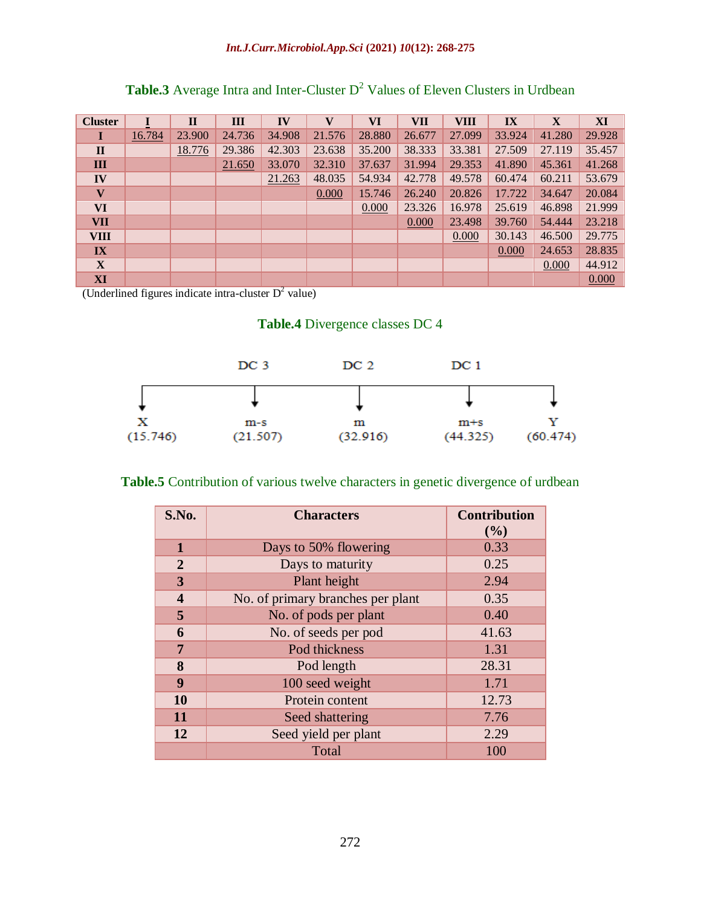**Table.3** Average Intra and Inter-Cluster $D^2$ Values of Eleven Clusters in Urdbean

| Cluster | I | II | III | IV | V | VI | VII | VIII | IX | X | XI |
|---|---|---|---|---|---|---|---|---|---|---|---|
| I | 16.784 | 23.900 | 24.736 | 34.908 | 21.576 | 28.880 | 26.677 | 27.099 | 33.924 | 41.280 | 29.928 |
| II | | 18.776 | 29.386 | 42.303 | 23.638 | 35.200 | 38.333 | 33.381 | 27.509 | 27.119 | 35.457 |
| III | | | 21.650 | 33.070 | 32.310 | 37.637 | 31.994 | 29.353 | 41.890 | 45.361 | 41.268 |
| IV | | | | 21.263 | 48.035 | 54.934 | 42.778 | 49.578 | 60.474 | 60.211 | 53.679 |
| V | | | | | 0.000 | 15.746 | 26.240 | 20.826 | 17.722 | 34.647 | 20.084 |
| VI | | | | | | 0.000 | 23.326 | 16.978 | 25.619 | 46.898 | 21.999 |
| VII | | | | | | | 0.000 | 23.498 | 39.760 | 54.444 | 23.218 |
| VIII | | | | | | | | 0.000 | 30.143 | 46.500 | 29.775 |
| IX | | | | | | | | | 0.000 | 24.653 | 28.835 |
| X | | | | | | | | | | 0.000 | 44.912 |
| XI | | | | | | | | | | | 0.000 |

(Underlined figures indicate intra-cluster $D^2$ value)

**Table.4** Divergence classes DC 4

| | DC 3 | DC 2 | DC 1 | |
|---|---|---|---|---|
| X | m-s | m | m+s | Y |
| (15.746) | (21.507) | (32.916) | (44.325) | (60.474) |

**Table.5** Contribution of various twelve characters in genetic divergence of urdbean

| S.No. | Characters | Contribution (%) |
|---|---|---|
| 1 | Days to 50% flowering | 0.33 |
| 2 | Days to maturity | 0.25 |
| 3 | Plant height | 2.94 |
| 4 | No. of primary branches per plant | 0.35 |
| 5 | No. of pods per plant | 0.40 |
| 6 | No. of seeds per pod | 41.63 |
| 7 | Pod thickness | 1.31 |
| 8 | Pod length | 28.31 |
| 9 | 100 seed weight | 1.71 |
| 10 | Protein content | 12.73 |
| 11 | Seed shattering | 7.76 |
| 12 | Seed yield per plant | 2.29 |
| | Total | 100 |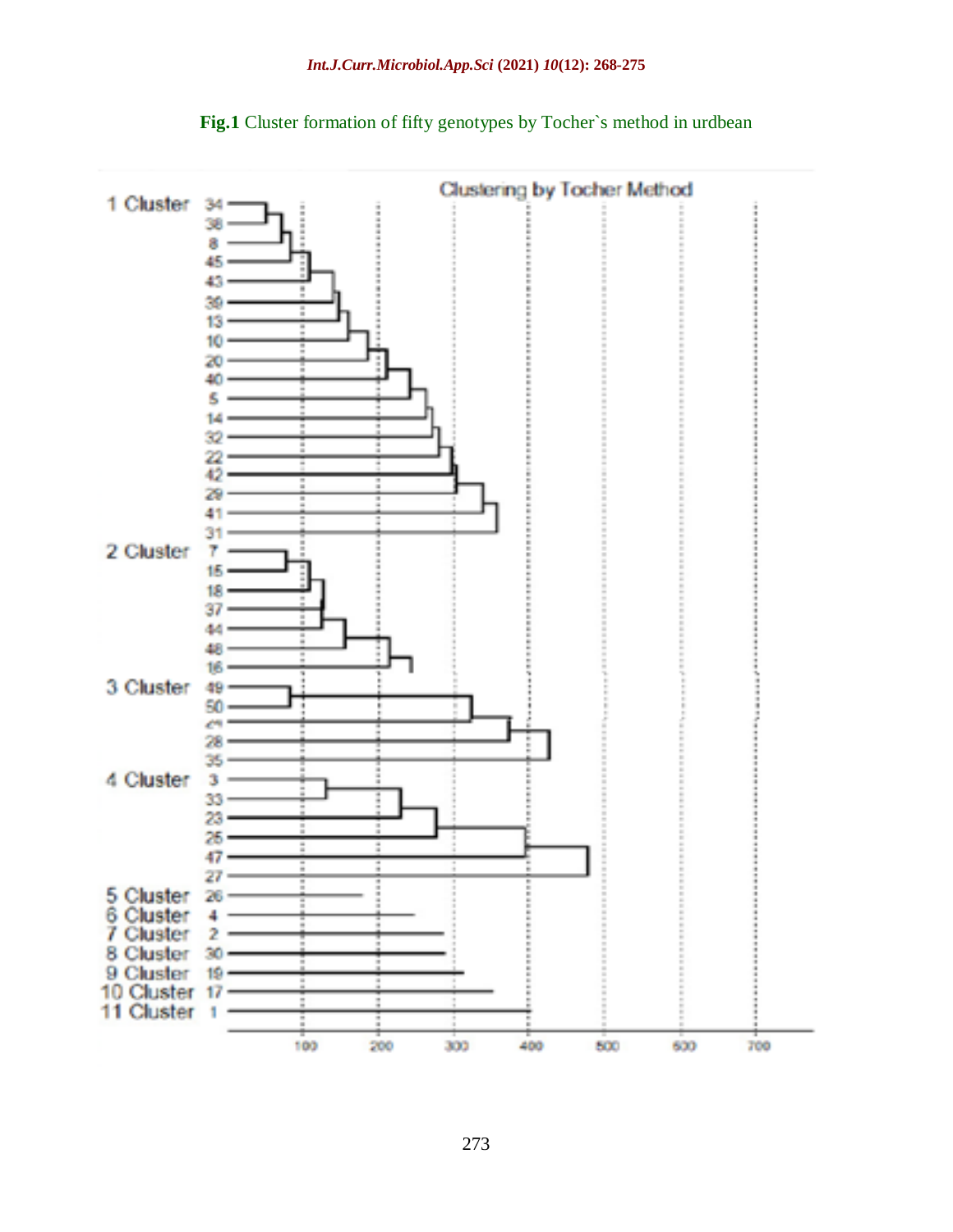**Fig.1** Cluster formation of fifty genotypes by Tocher`s method in urdbean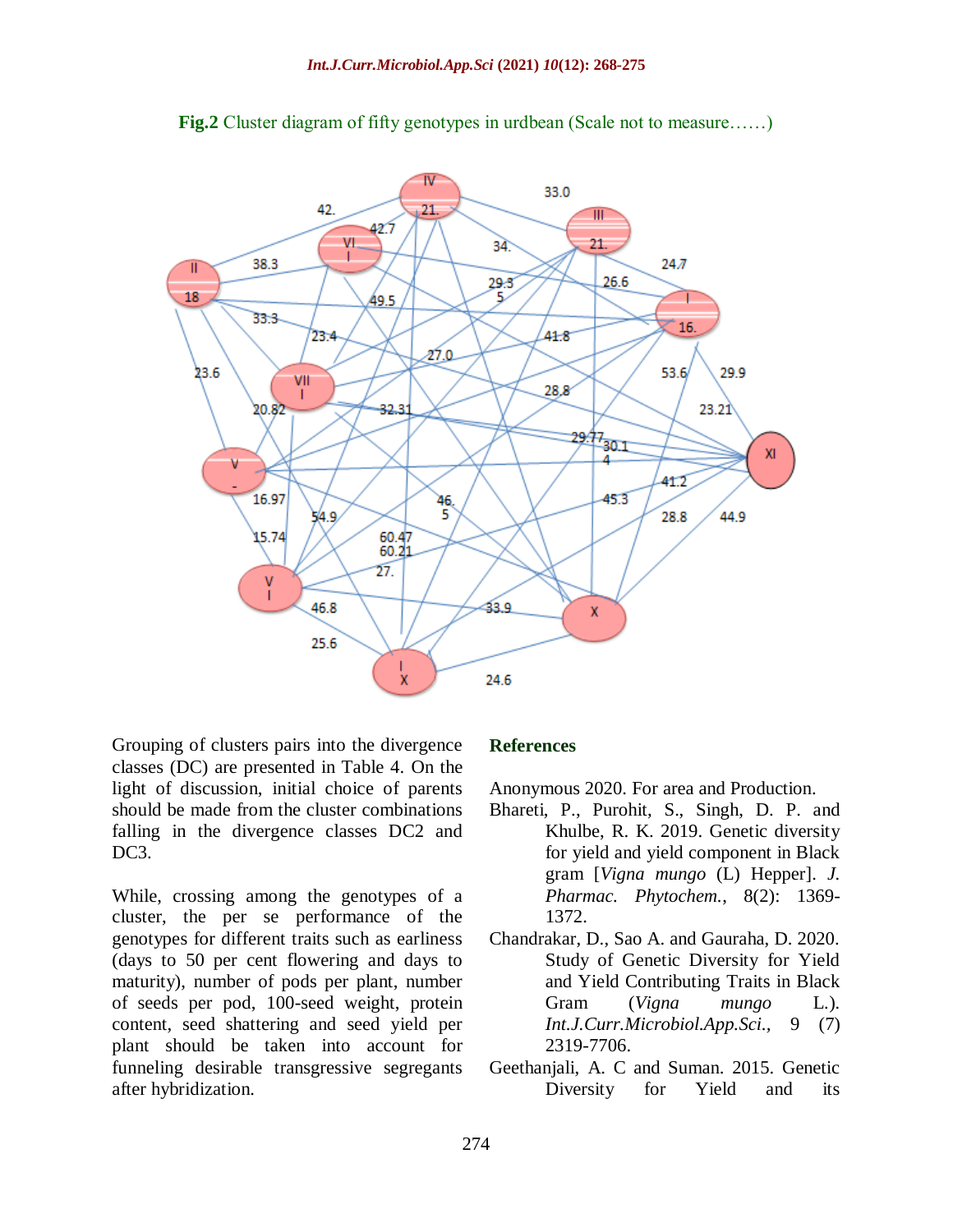**Fig.2** Cluster diagram of fifty genotypes in urdbean (Scale not to measure……)

Grouping of clusters pairs into the divergence classes (DC) are presented in Table 4. On the light of discussion, initial choice of parents should be made from the cluster combinations falling in the divergence classes DC2 and DC3.

While, crossing among the genotypes of a cluster, the per se performance of the genotypes for different traits such as earliness (days to 50 per cent flowering and days to maturity), number of pods per plant, number of seeds per pod, 100-seed weight, protein content, seed shattering and seed yield per plant should be taken into account for funneling desirable transgressive segregants after hybridization.

## References

Anonymous 2020. For area and Production.

Bhareti, P., Purohit, S., Singh, D. P. and Khulbe, R. K. 2019. Genetic diversity for yield and yield component in Black gram [*Vigna mungo* (L) Hepper]. *J. Pharmac. Phytochem.*, 8(2): 1369-1372.

Chandrakar, D., Sao A. and Gauraha, D. 2020. Study of Genetic Diversity for Yield and Yield Contributing Traits in Black Gram (*Vigna mungo* L.). *Int.J.Curr.Microbiol.App.Sci.*, 9 (7) 2319-7706.

Geethanjali, A. C and Suman. 2015. Genetic Diversity for Yield and its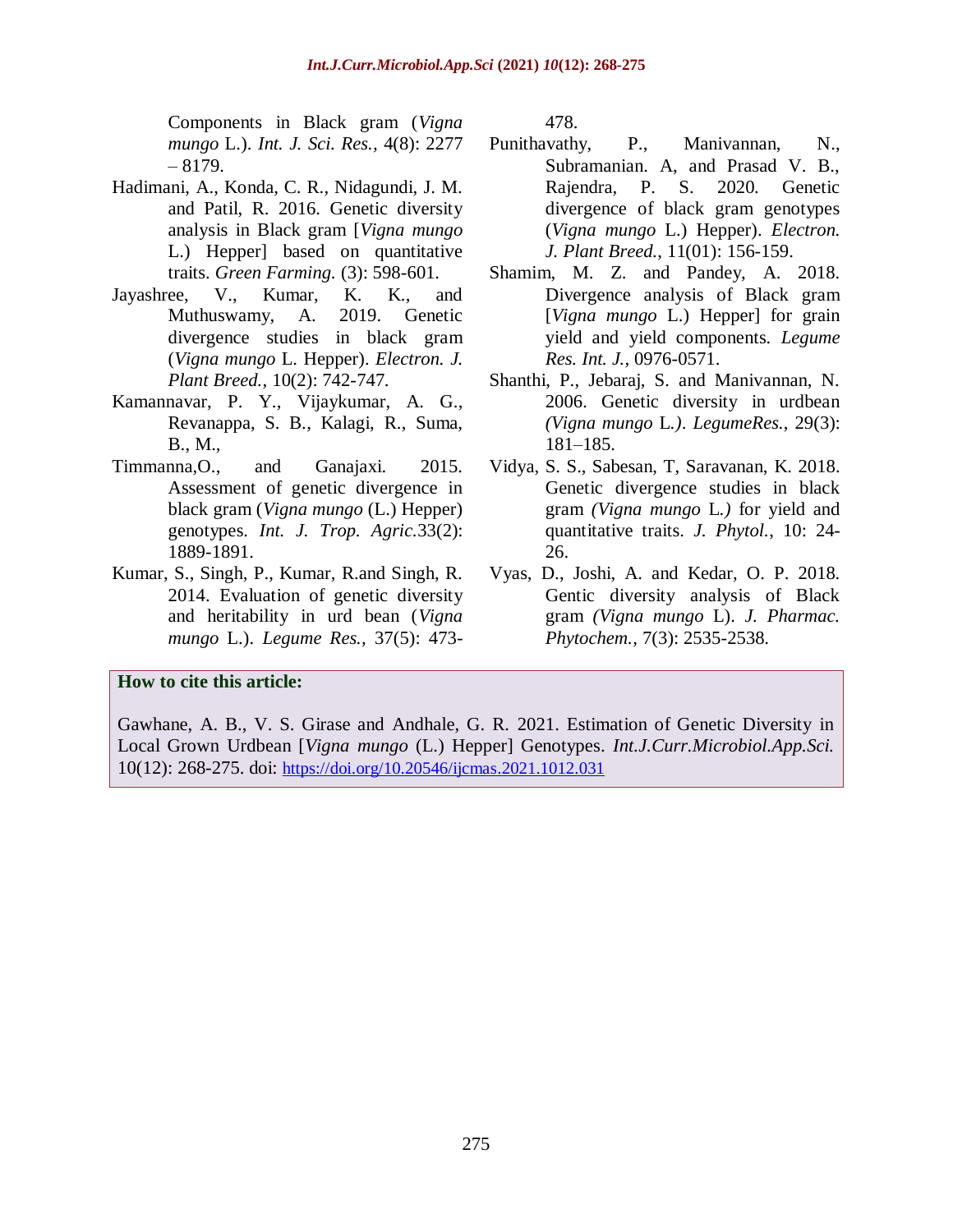Components in Black gram (*Vigna mungo* L.). *Int. J. Sci. Res.*, 4(8): 2277 – 8179.

Hadimani, A., Konda, C. R., Nidagundi, J. M. and Patil, R. 2016. Genetic diversity analysis in Black gram [*Vigna mungo* L.) Hepper] based on quantitative traits. *Green Farming.* (3): 598-601.

Jayashree, V., Kumar, K. K., and Muthuswamy, A. 2019. Genetic divergence studies in black gram (*Vigna mungo* L. Hepper). *Electron. J. Plant Breed.*, 10(2): 742-747.

Kamannavar, P. Y., Vijaykumar, A. G., Revanappa, S. B., Kalagi, R., Suma, B., M.,

Timmanna,O., and Ganajaxi. 2015. Assessment of genetic divergence in black gram (*Vigna mungo* (L.) Hepper) genotypes. *Int. J. Trop. Agric.*33(2): 1889-1891.

Kumar, S., Singh, P., Kumar, R.and Singh, R. 2014. Evaluation of genetic diversity and heritability in urd bean (*Vigna mungo* L.). *Legume Res.*, 37(5): 473-478.

Punithavathy, P., Manivannan, N., Subramanian. A, and Prasad V. B., Rajendra, P. S. 2020. Genetic divergence of black gram genotypes (*Vigna mungo* L.) Hepper). *Electron. J. Plant Breed.*, 11(01): 156-159.

Shamim, M. Z. and Pandey, A. 2018. Divergence analysis of Black gram [*Vigna mungo* L.) Hepper] for grain yield and yield components. *Legume Res. Int. J.*, 0976-0571.

Shanthi, P., Jebaraj, S. and Manivannan, N. 2006. Genetic diversity in urdbean *(Vigna mungo* L.*)*. *LegumeRes.*, 29(3): 181–185.

Vidya, S. S., Sabesan, T, Saravanan, K. 2018. Genetic divergence studies in black gram *(Vigna mungo* L.*)* for yield and quantitative traits. *J. Phytol.*, 10: 24-26.

Vyas, D., Joshi, A. and Kedar, O. P. 2018. Gentic diversity analysis of Black gram *(Vigna mungo* L). *J. Pharmac. Phytochem.*, 7(3): 2535-2538.

**How to cite this article:**

Gawhane, A. B., V. S. Girase and Andhale, G. R. 2021. Estimation of Genetic Diversity in Local Grown Urdbean [*Vigna mungo* (L.) Hepper] Genotypes. *Int.J.Curr.Microbiol.App.Sci.* 10(12): 268-275. doi: https://doi.org/10.20546/ijcmas.2021.1012.031